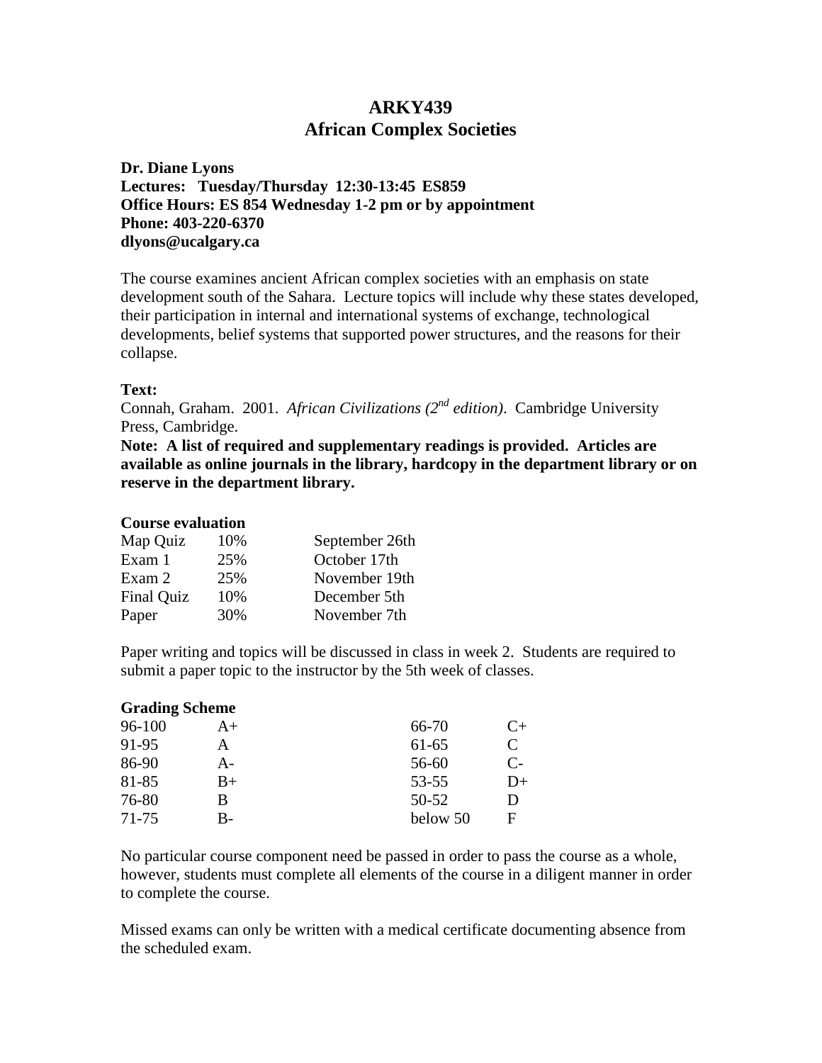# ARKY439
# African Complex Societies

**Dr. Diane Lyons**
**Lectures: Tuesday/Thursday 12:30-13:45 ES859**
**Office Hours: ES 854 Wednesday 1-2 pm or by appointment**
**Phone: 403-220-6370**
**dlyons@ucalgary.ca**

The course examines ancient African complex societies with an emphasis on state development south of the Sahara. Lecture topics will include why these states developed, their participation in internal and international systems of exchange, technological developments, belief systems that supported power structures, and the reasons for their collapse.

**Text:**
Connah, Graham. 2001. *African Civilizations (2nd edition)*. Cambridge University Press, Cambridge.
**Note: A list of required and supplementary readings is provided. Articles are available as online journals in the library, hardcopy in the department library or on reserve in the department library.**

**Course evaluation**

| | | |
|---|---|---|
| Map Quiz | 10% | September 26th |
| Exam 1 | 25% | October 17th |
| Exam 2 | 25% | November 19th |
| Final Quiz | 10% | December 5th |
| Paper | 30% | November 7th |

Paper writing and topics will be discussed in class in week 2. Students are required to submit a paper topic to the instructor by the 5th week of classes.

**Grading Scheme**

| | | | |
|---|---|---|---|
| 96-100 | A+ | 66-70 | C+ |
| 91-95 | A | 61-65 | C |
| 86-90 | A- | 56-60 | C- |
| 81-85 | B+ | 53-55 | D+ |
| 76-80 | B | 50-52 | D |
| 71-75 | B- | below 50 | F |

No particular course component need be passed in order to pass the course as a whole, however, students must complete all elements of the course in a diligent manner in order to complete the course.

Missed exams can only be written with a medical certificate documenting absence from the scheduled exam.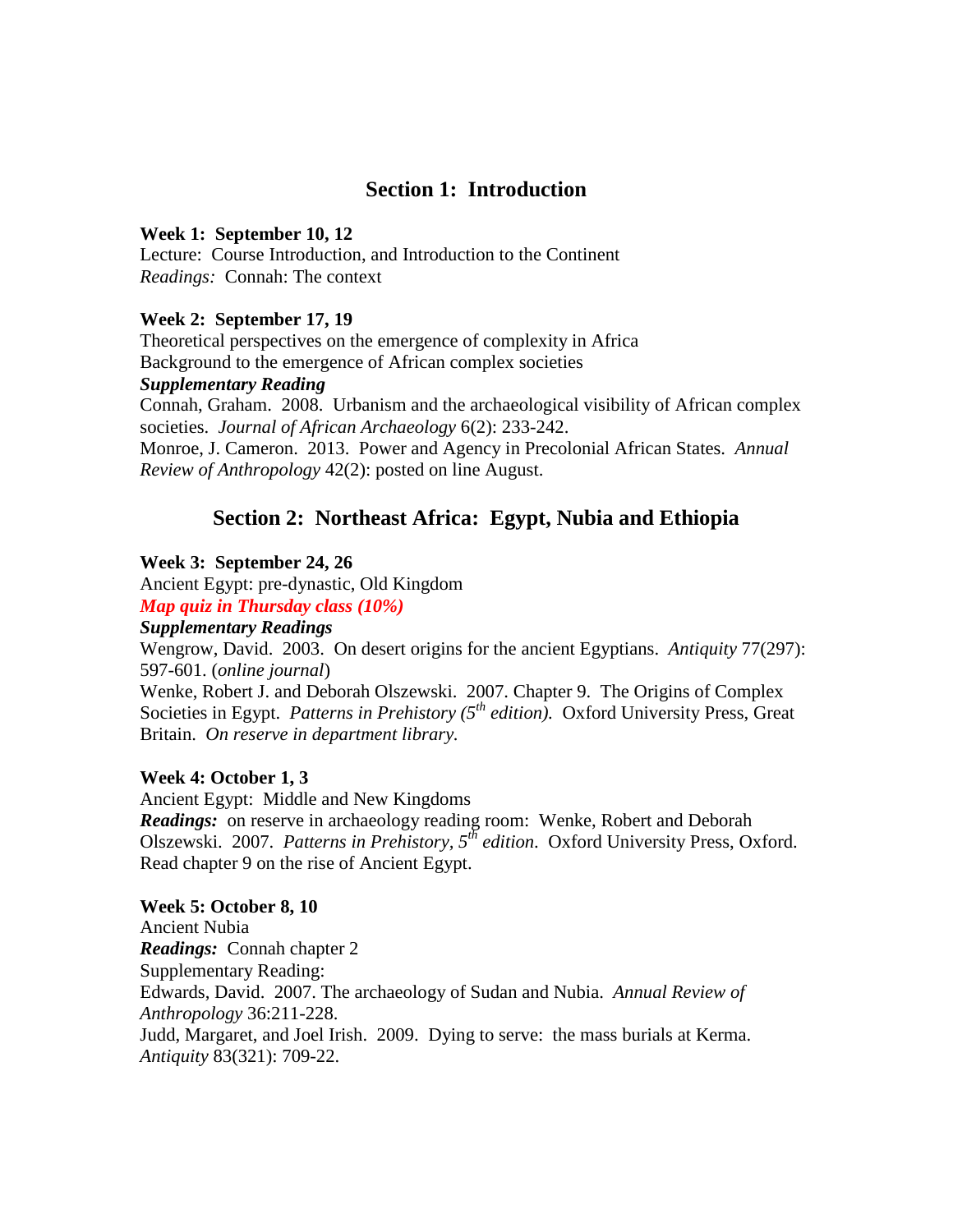## Section 1: Introduction

**Week 1: September 10, 12**
Lecture: Course Introduction, and Introduction to the Continent
*Readings:* Connah: The context

**Week 2: September 17, 19**
Theoretical perspectives on the emergence of complexity in Africa
Background to the emergence of African complex societies
***Supplementary Reading***
Connah, Graham. 2008. Urbanism and the archaeological visibility of African complex societies. *Journal of African Archaeology* 6(2): 233-242.
Monroe, J. Cameron. 2013. Power and Agency in Precolonial African States. *Annual Review of Anthropology* 42(2): posted on line August.

## Section 2: Northeast Africa: Egypt, Nubia and Ethiopia

**Week 3: September 24, 26**
Ancient Egypt: pre-dynastic, Old Kingdom
***Map quiz in Thursday class (10%)***
***Supplementary Readings***
Wengrow, David. 2003. On desert origins for the ancient Egyptians. *Antiquity* 77(297): 597-601. (*online journal*)
Wenke, Robert J. and Deborah Olszewski. 2007. Chapter 9. The Origins of Complex Societies in Egypt. *Patterns in Prehistory (5th edition).* Oxford University Press, Great Britain. *On reserve in department library.*

**Week 4: October 1, 3**
Ancient Egypt: Middle and New Kingdoms
***Readings:*** on reserve in archaeology reading room: Wenke, Robert and Deborah Olszewski. 2007. *Patterns in Prehistory, 5th edition*. Oxford University Press, Oxford. Read chapter 9 on the rise of Ancient Egypt.

**Week 5: October 8, 10**
Ancient Nubia
***Readings:*** Connah chapter 2
Supplementary Reading:
Edwards, David. 2007. The archaeology of Sudan and Nubia. *Annual Review of Anthropology* 36:211-228.
Judd, Margaret, and Joel Irish. 2009. Dying to serve: the mass burials at Kerma. *Antiquity* 83(321): 709-22.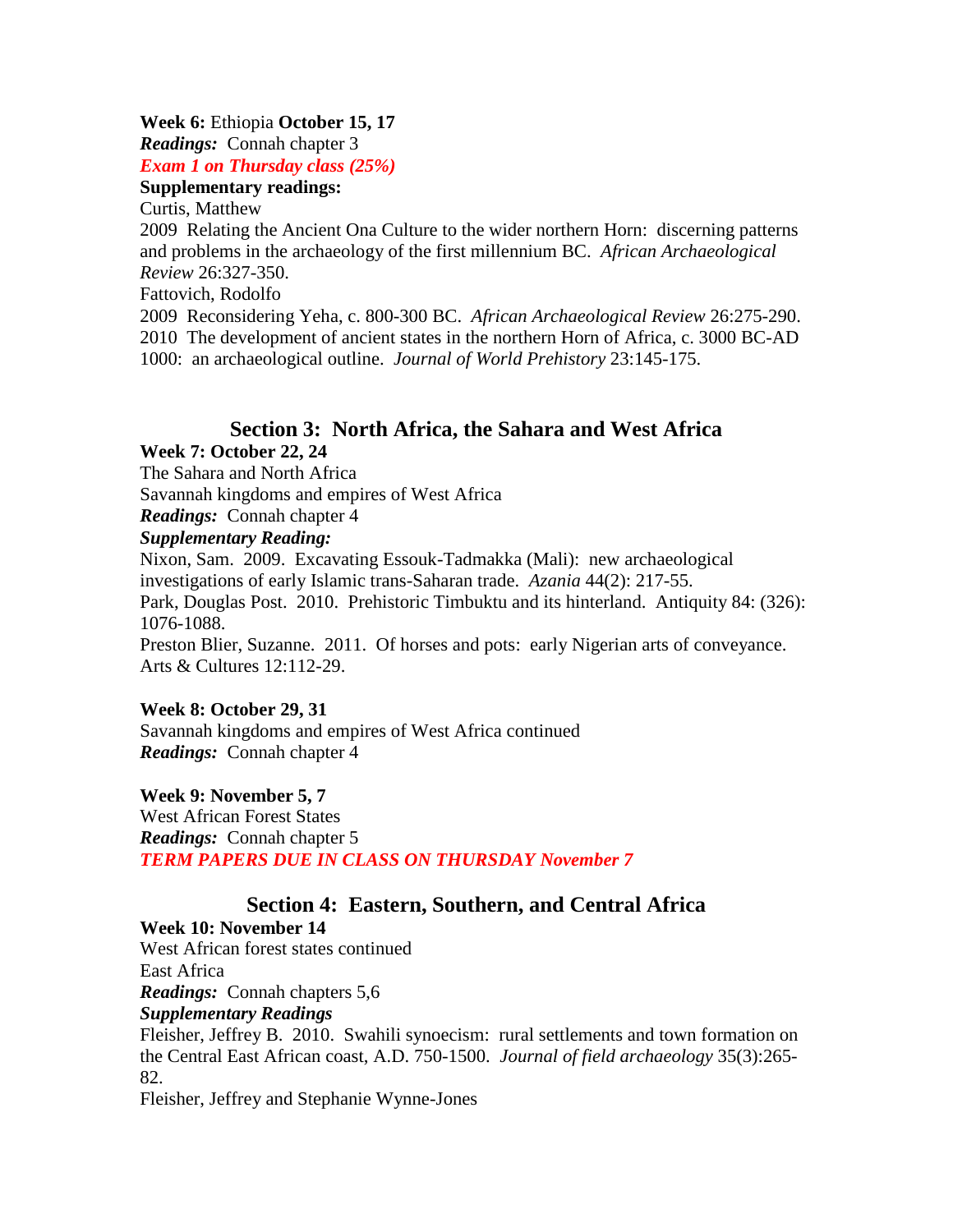**Week 6:** Ethiopia **October 15, 17**
***Readings:*** Connah chapter 3
***Exam 1 on Thursday class (25%)***
**Supplementary readings:**
Curtis, Matthew
2009 Relating the Ancient Ona Culture to the wider northern Horn: discerning patterns and problems in the archaeology of the first millennium BC. *African Archaeological Review* 26:327-350.
Fattovich, Rodolfo
2009 Reconsidering Yeha, c. 800-300 BC. *African Archaeological Review* 26:275-290.
2010 The development of ancient states in the northern Horn of Africa, c. 3000 BC-AD 1000: an archaeological outline. *Journal of World Prehistory* 23:145-175.

## Section 3: North Africa, the Sahara and West Africa

**Week 7: October 22, 24**
The Sahara and North Africa
Savannah kingdoms and empires of West Africa
***Readings:*** Connah chapter 4
***Supplementary Reading:***
Nixon, Sam. 2009. Excavating Essouk-Tadmakka (Mali): new archaeological investigations of early Islamic trans-Saharan trade. *Azania* 44(2): 217-55.
Park, Douglas Post. 2010. Prehistoric Timbuktu and its hinterland. Antiquity 84: (326): 1076-1088.
Preston Blier, Suzanne. 2011. Of horses and pots: early Nigerian arts of conveyance. Arts & Cultures 12:112-29.

**Week 8: October 29, 31**
Savannah kingdoms and empires of West Africa continued
***Readings:*** Connah chapter 4

**Week 9: November 5, 7**
West African Forest States
***Readings:*** Connah chapter 5
***TERM PAPERS DUE IN CLASS ON THURSDAY November 7***

## Section 4: Eastern, Southern, and Central Africa

**Week 10: November 14**
West African forest states continued
East Africa
***Readings:*** Connah chapters 5,6
***Supplementary Readings***
Fleisher, Jeffrey B. 2010. Swahili synoecism: rural settlements and town formation on the Central East African coast, A.D. 750-1500. *Journal of field archaeology* 35(3):265-82.
Fleisher, Jeffrey and Stephanie Wynne-Jones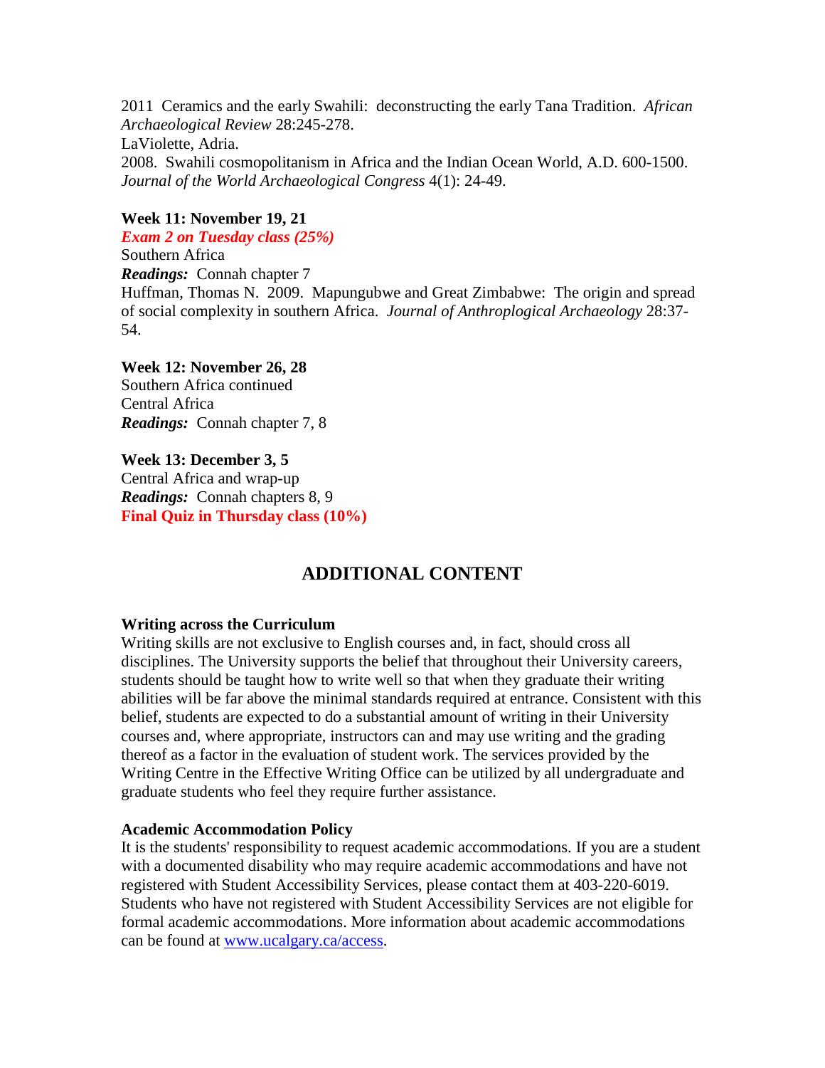2011 Ceramics and the early Swahili: deconstructing the early Tana Tradition. *African Archaeological Review* 28:245-278.

LaViolette, Adria.

2008. Swahili cosmopolitanism in Africa and the Indian Ocean World, A.D. 600-1500. *Journal of the World Archaeological Congress* 4(1): 24-49.

**Week 11: November 19, 21**

***Exam 2 on Tuesday class (25%)***

Southern Africa

***Readings:*** Connah chapter 7

Huffman, Thomas N. 2009. Mapungubwe and Great Zimbabwe: The origin and spread of social complexity in southern Africa. *Journal of Anthroplogical Archaeology* 28:37-54.

**Week 12: November 26, 28**

Southern Africa continued

Central Africa

***Readings:*** Connah chapter 7, 8

**Week 13: December 3, 5**

Central Africa and wrap-up

***Readings:*** Connah chapters 8, 9

**Final Quiz in Thursday class (10%)**

## ADDITIONAL CONTENT

**Writing across the Curriculum**

Writing skills are not exclusive to English courses and, in fact, should cross all disciplines. The University supports the belief that throughout their University careers, students should be taught how to write well so that when they graduate their writing abilities will be far above the minimal standards required at entrance. Consistent with this belief, students are expected to do a substantial amount of writing in their University courses and, where appropriate, instructors can and may use writing and the grading thereof as a factor in the evaluation of student work. The services provided by the Writing Centre in the Effective Writing Office can be utilized by all undergraduate and graduate students who feel they require further assistance.

**Academic Accommodation Policy**

It is the students' responsibility to request academic accommodations. If you are a student with a documented disability who may require academic accommodations and have not registered with Student Accessibility Services, please contact them at 403-220-6019. Students who have not registered with Student Accessibility Services are not eligible for formal academic accommodations. More information about academic accommodations can be found at [www.ucalgary.ca/access](www.ucalgary.ca/access).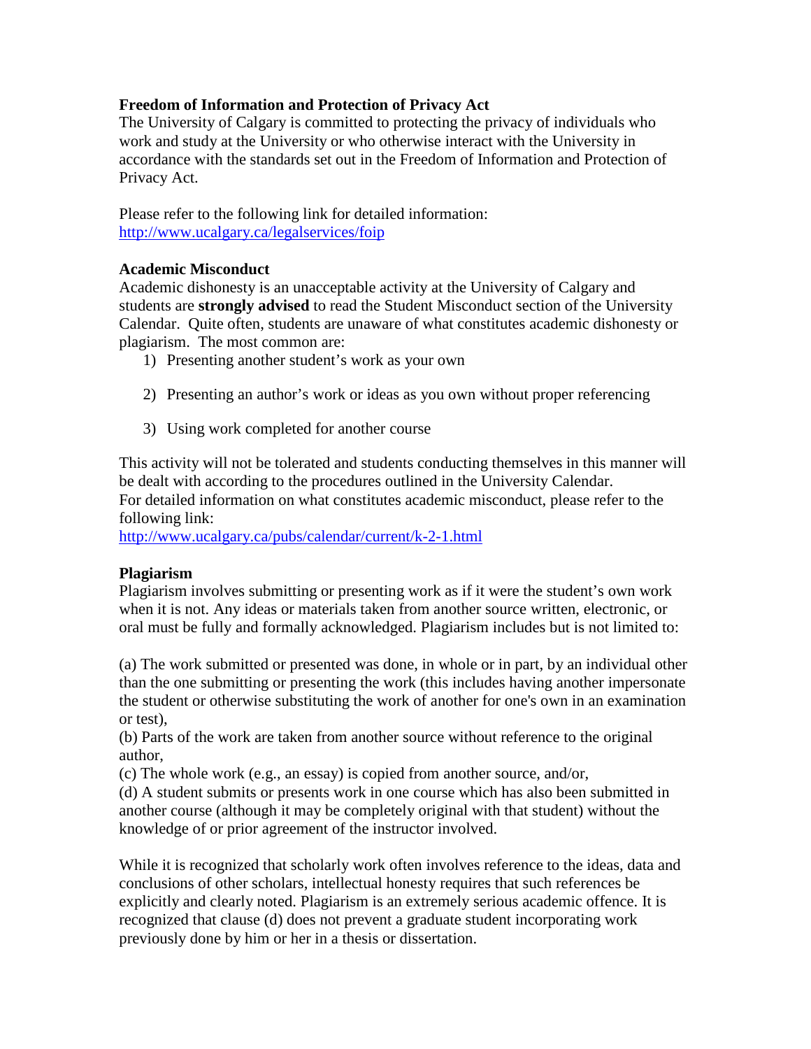**Freedom of Information and Protection of Privacy Act**

The University of Calgary is committed to protecting the privacy of individuals who work and study at the University or who otherwise interact with the University in accordance with the standards set out in the Freedom of Information and Protection of Privacy Act.

Please refer to the following link for detailed information:
http://www.ucalgary.ca/legalservices/foip

**Academic Misconduct**

Academic dishonesty is an unacceptable activity at the University of Calgary and students are **strongly advised** to read the Student Misconduct section of the University Calendar. Quite often, students are unaware of what constitutes academic dishonesty or plagiarism. The most common are:

1) Presenting another student's work as your own
2) Presenting an author's work or ideas as you own without proper referencing
3) Using work completed for another course

This activity will not be tolerated and students conducting themselves in this manner will be dealt with according to the procedures outlined in the University Calendar.
For detailed information on what constitutes academic misconduct, please refer to the following link:
http://www.ucalgary.ca/pubs/calendar/current/k-2-1.html

**Plagiarism**

Plagiarism involves submitting or presenting work as if it were the student's own work when it is not. Any ideas or materials taken from another source written, electronic, or oral must be fully and formally acknowledged. Plagiarism includes but is not limited to:

(a) The work submitted or presented was done, in whole or in part, by an individual other than the one submitting or presenting the work (this includes having another impersonate the student or otherwise substituting the work of another for one's own in an examination or test),
(b) Parts of the work are taken from another source without reference to the original author,
(c) The whole work (e.g., an essay) is copied from another source, and/or,
(d) A student submits or presents work in one course which has also been submitted in another course (although it may be completely original with that student) without the knowledge of or prior agreement of the instructor involved.

While it is recognized that scholarly work often involves reference to the ideas, data and conclusions of other scholars, intellectual honesty requires that such references be explicitly and clearly noted. Plagiarism is an extremely serious academic offence. It is recognized that clause (d) does not prevent a graduate student incorporating work previously done by him or her in a thesis or dissertation.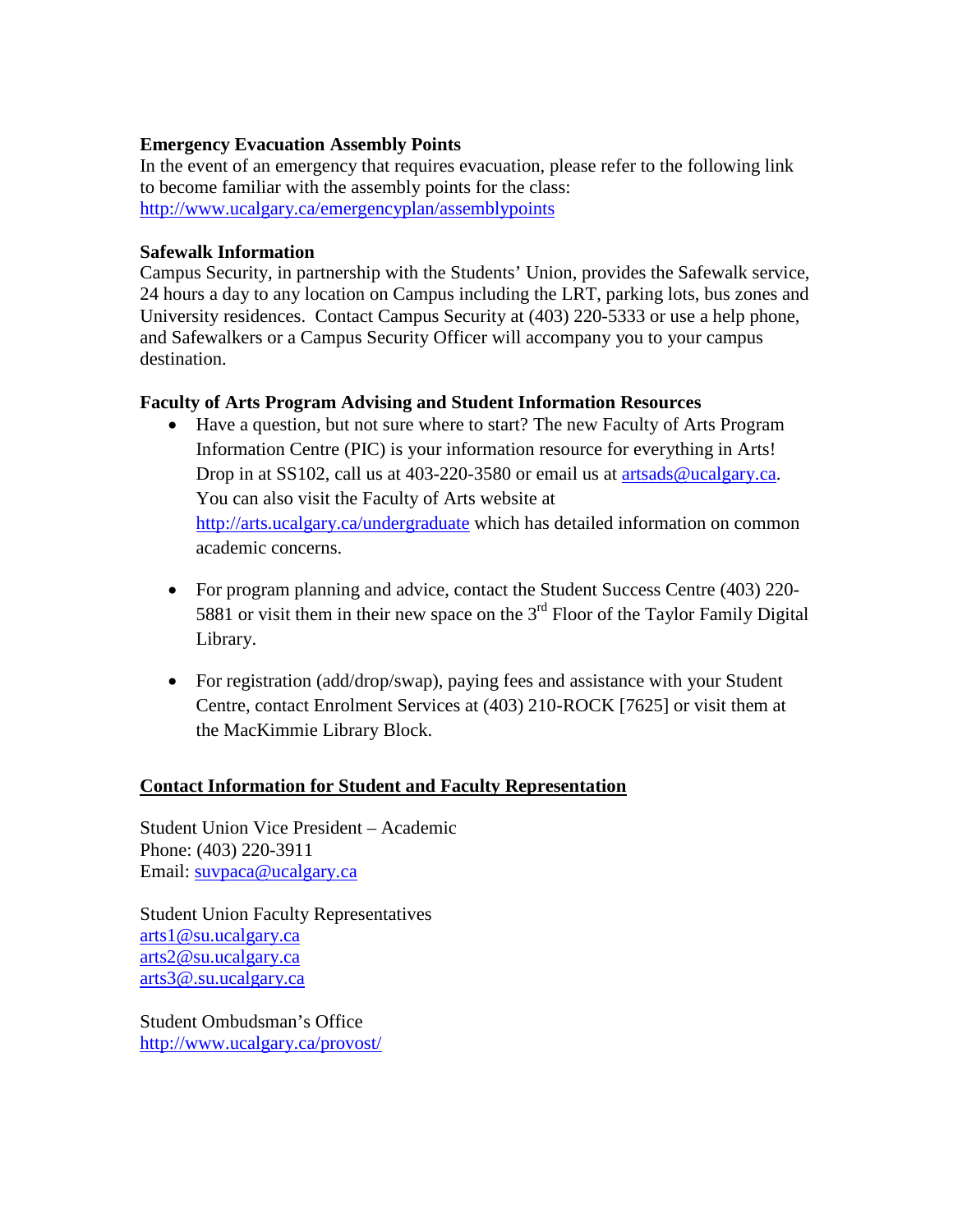**Emergency Evacuation Assembly Points**

In the event of an emergency that requires evacuation, please refer to the following link to become familiar with the assembly points for the class:
http://www.ucalgary.ca/emergencyplan/assemblypoints

**Safewalk Information**

Campus Security, in partnership with the Students' Union, provides the Safewalk service, 24 hours a day to any location on Campus including the LRT, parking lots, bus zones and University residences. Contact Campus Security at (403) 220-5333 or use a help phone, and Safewalkers or a Campus Security Officer will accompany you to your campus destination.

**Faculty of Arts Program Advising and Student Information Resources**

- Have a question, but not sure where to start? The new Faculty of Arts Program Information Centre (PIC) is your information resource for everything in Arts! Drop in at SS102, call us at 403-220-3580 or email us at artsads@ucalgary.ca. You can also visit the Faculty of Arts website at http://arts.ucalgary.ca/undergraduate which has detailed information on common academic concerns.

- For program planning and advice, contact the Student Success Centre (403) 220-5881 or visit them in their new space on the 3rd Floor of the Taylor Family Digital Library.

- For registration (add/drop/swap), paying fees and assistance with your Student Centre, contact Enrolment Services at (403) 210-ROCK [7625] or visit them at the MacKimmie Library Block.

**<u>Contact Information for Student and Faculty Representation</u>**

Student Union Vice President – Academic
Phone: (403) 220-3911
Email: suvpaca@ucalgary.ca

Student Union Faculty Representatives
arts1@su.ucalgary.ca
arts2@su.ucalgary.ca
arts3@.su.ucalgary.ca

Student Ombudsman's Office
http://www.ucalgary.ca/provost/